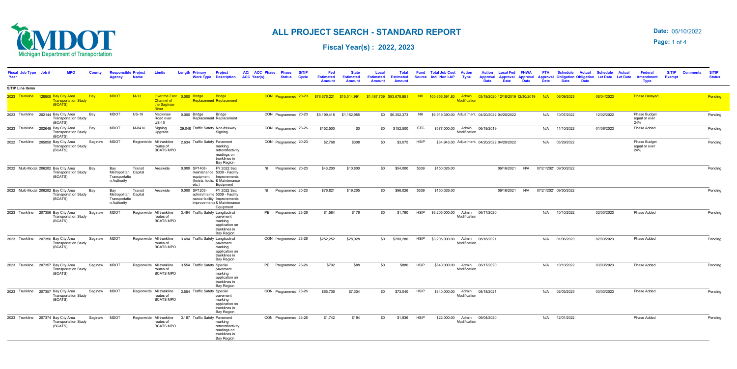# ALL PROJECT SEARCH - STANDARD REPORT

## Fiscal Year(s) : 2022, 2023

Date: 05/10/2022

| Fiscal Year | Job Type | Job # | MPO | County | Responsible Agency | Project Name | Limits | Length | Primary Work Type | Project Description | AC/ ACC Year(s) | ACC Phase | Phase Status | S/TIP Cycle | Fed Estimated Amount | State Estimated Amount | Local Estimated Amount | Total Estimated Amount | Fund Source | Total Job Cost Incl Non LAP | Action Type | Action Approval Date | Local Fed Approval Date | FHWA Approval Date | FTA Approval Date | Schedule Obligation Date | Actual Obligation Date | Schedule Let Date | Actual Let Date | Federal Amendment Type | S/TIP Exempt | Comments | S/TIP Status |
|---|---|---|---|---|---|---|---|---|---|---|---|---|---|---|---|---|---|---|---|---|---|---|---|---|---|---|---|---|---|---|---|---|---|
| **S/TIP Line items** | | | | | | | | | | | | | | | | | | | | | | | | | | | | | | | | | |
| 2023 | Trunkline | 128908 | Bay City Area Transportation Study (BCATS) | Bay | MDOT | M-13 | Over the East Channel of the Saginaw River | 0.000 | Bridge Replacement | Bridge Replacement | | | CON Programmed | 20-23 | $76,676,221 | $15,514,991 | $1,487,739 | $93,678,951 | NH | 100,656,591.80 | Admin Modification | 03/19/2020 | 12/18/2019 | 12/30/2019 | N/A | 06/09/2023 | | 08/04/2023 | | Phase Delayed | | | Pending |
| 2023 | Trunkline | 202144 | Bay City Area Transportation Study (BCATS) | Bay | MDOT | US-10 | Mackinaw Road over US-10 | 0.000 | Bridge Replacement | Bridge Replacement | | | CON Programmed | 20-23 | $5,199,418 | $1,152,955 | $0 | $6,352,373 | NH | $6,919,390.00 | Adjustment | 04/20/2022 | 04/20/2022 | | N/A | 10/07/2022 | | 12/02/2022 | | Phase Budget equal or over 24% | | | Pending |
| 2023 | Trunkline | 202649 | Bay City Area Transportation Study (BCATS) | Bay | MDOT | M-84 N | Signing Upgrade | 29.048 | Traffic Safety | Non-freeway Signing | | | CON Programmed | 23-26 | $152,500 | $0 | $0 | $152,500 | STG | $577,000.00 | Admin Modification | 06/19/2019 | | | N/A | 11/10/2022 | | 01/06/2023 | | Phase Added | | | Pending |
| 2022 | Trunkline | 205858 | Bay City Area Transportation Study (BCATS) | Saginaw | MDOT | Regionwide | All trunkline routes of BCATS MPO | 2.634 | Traffic Safety | Pavement marking retroreflectivity readings on trunklines in Bay Region | | | CON Programmed | 20-23 | $2,768 | $308 | $0 | $3,075 | HSIP | $34,943.00 | Adjustment | 04/20/2022 | 04/20/2022 | | N/A | 03/29/2022 | | | | Phase Budget equal or over 24% | | | Pending |
| 2022 | Multi-Modal | 206282 | Bay City Area Transportation Study (BCATS) | Bay | Bay Metropolitan Transportation Authority | Transit Capital | Areawide | 0.000 | SP1408-maintenance equipment (hoists, tools, etc.) | FY 2022 Sec 5339 - Facility Improvements & Maintenance Equipment | | | NI Programmed | 20-23 | $43,200 | $10,800 | $0 | $54,000 | 5339 | $150,026.00 | | | 06/16/2021 | N/A | 07/21/2021 | 09/30/2022 | | | | | | | Pending |
| 2022 | Multi-Modal | 206282 | Bay City Area Transportation Study (BCATS) | Bay | Bay Metropolitan Transportation Authority | Transit Capital | Areawide | 0.000 | SP1203-admin/maintenance facility improvements | FY 2022 Sec 5339 - Facility Improvements& Maintenance Equipment | | | NI Programmed | 20-23 | $76,821 | $19,205 | $0 | $96,026 | 5339 | $150,026.00 | | | 06/16/2021 | N/A | 07/21/2021 | 09/30/2022 | | | | | | | Pending |
| 2023 | Trunkline | 207356 | Bay City Area Transportation Study (BCATS) | Saginaw | MDOT | Regionwide | All trunkline routes of BCATS MPO | 3.494 | Traffic Safety | Longitudinal pavement marking application on trunklines in Bay Region | | | PE Programmed | 23-26 | $1,584 | $176 | $0 | $1,760 | HSIP | $3,205,000.00 | Admin Modification | 06/17/2020 | | | N/A | 10/10/2022 | | 02/03/2023 | | Phase Added | | | Pending |
| 2023 | Trunkline | 207356 | Bay City Area Transportation Study (BCATS) | Saginaw | MDOT | Regionwide | All trunkline routes of BCATS MPO | 3.494 | Traffic Safety | Longitudinal pavement marking application on trunklines in Bay Region | | | CON Programmed | 23-26 | $252,252 | $28,028 | $0 | $280,280 | HSIP | $3,205,000.00 | Admin Modification | 08/18/2021 | | | N/A | 01/06/2023 | | 02/03/2023 | | Phase Added | | | Pending |
| 2023 | Trunkline | 207357 | Bay City Area Transportation Study (BCATS) | Saginaw | MDOT | Regionwide | All trunkline routes of BCATS MPO | 3.554 | Traffic Safety | Special pavement marking application on trunklines in Bay Region | | | PE Programmed | 23-26 | $792 | $88 | $0 | $880 | HSIP | $840,000.00 | Admin Modification | 06/17/2020 | | | N/A | 10/10/2022 | | 03/03/2023 | | Phase Added | | | Pending |
| 2023 | Trunkline | 207357 | Bay City Area Transportation Study (BCATS) | Saginaw | MDOT | Regionwide | All trunkline routes of BCATS MPO | 3.554 | Traffic Safety | Special pavement marking application on trunklines in Bay Region | | | CON Programmed | 23-26 | $65,736 | $7,304 | $0 | $73,040 | HSIP | $840,000.00 | Admin Modification | 08/18/2021 | | | N/A | 02/03/2023 | | 03/03/2023 | | Phase Added | | | Pending |
| 2023 | Trunkline | 207374 | Bay City Area Transportation Study (BCATS) | Saginaw | MDOT | Regionwide | All trunkline routes of BCATS MPO | 3.187 | Traffic Safety | Pavement marking retroreflectivity readings on trunklines in Bay Region | | | CON Programmed | 23-26 | $1,742 | $194 | $0 | $1,936 | HSIP | $22,000.00 | Admin Modification | 06/04/2020 | | | N/A | 12/01/2022 | | | | Phase Added | | | Pending |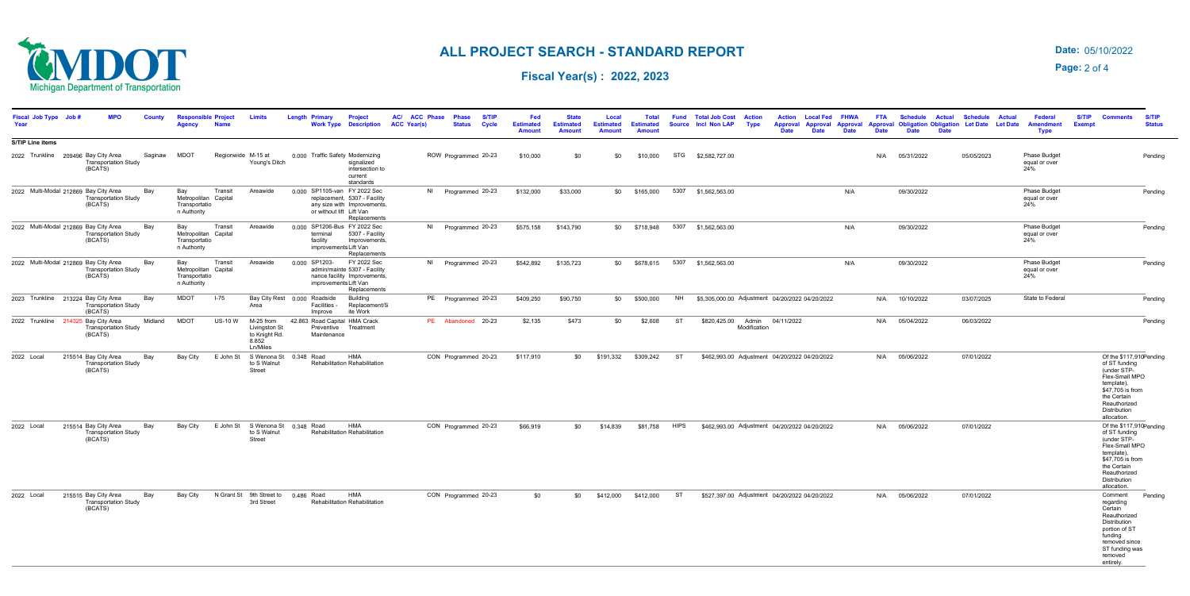# ALL PROJECT SEARCH - STANDARD REPORT

## Fiscal Year(s) : 2022, 2023

**Date:** 05/10/2022

| Fiscal Year | Job Type | Job # | MPO | County | Responsible Agency | Project Name | Limits | Length | Primary Work Type | Project Description | AC/ ACC | ACC Year(s) | Phase | Phase Status | S/TIP Cycle | Fed Estimated Amount | State Estimated Amount | Local Estimated Amount | Total Estimated Amount | Fund Source | Total Job Cost Incl Non LAP | Action Type | Action Approval Date | Local Fed Approval Date | FHWA Approval Date | FTA Approval Date | Schedule Obligation Date | Actual Obligation Date | Schedule Let Date | Actual Let Date | Federal Amendment Type | S/TIP Exempt | Comments | S/TIP Status |
|---|---|---|---|---|---|---|---|---|---|---|---|---|---|---|---|---|---|---|---|---|---|---|---|---|---|---|---|---|---|---|---|---|---|---|
| **S/TIP Line items** | | | | | | | | | | | | | | | | | | | | | | | | | | | | | | | | | | |
| 2022 | Trunkline | 209496 | Bay City Area Transportation Study (BCATS) | Saginaw | MDOT | Regionwide | M-15 at Young's Ditch | 0.000 | Traffic Safety | Modernizing signalized intersection to current standards | | | ROW | Programmed | 20-23 | $10,000 | $0 | $0 | $10,000 | STG | $2,582,727.00 | | | | | N/A | 05/31/2022 | | 05/05/2023 | | Phase Budget equal or over 24% | | | Pending |
| 2022 | Multi-Modal | 212869 | Bay City Area Transportation Study (BCATS) | Bay | Bay Metropolitan Transportation Authority | Transit Capital | Areawide | 0.000 | SP1105-van replacement, any size with or without lift | FY 2022 Sec 5307 - Facility Improvements, Lift Van Replacements | | | NI | Programmed | 20-23 | $132,000 | $33,000 | $0 | $165,000 | 5307 | $1,562,563.00 | | | | N/A | | 09/30/2022 | | | | Phase Budget equal or over 24% | | | Pending |
| 2022 | Multi-Modal | 212869 | Bay City Area Transportation Study (BCATS) | Bay | Bay Metropolitan Transportation Authority | Transit Capital | Areawide | 0.000 | SP1206-Bus terminal facility improvements | FY 2022 Sec 5307 - Facility Improvements, Lift Van Replacements | | | NI | Programmed | 20-23 | $575,158 | $143,790 | $0 | $718,948 | 5307 | $1,562,563.00 | | | | N/A | | 09/30/2022 | | | | Phase Budget equal or over 24% | | | Pending |
| 2022 | Multi-Modal | 212869 | Bay City Area Transportation Study (BCATS) | Bay | Bay Metropolitan Transportation Authority | Transit Capital | Areawide | 0.000 | SP1203-admin/maintenance facility improvements | FY 2022 Sec 5307 - Facility Improvements, Lift Van Replacements | | | NI | Programmed | 20-23 | $542,892 | $135,723 | $0 | $678,615 | 5307 | $1,562,563.00 | | | | N/A | | 09/30/2022 | | | | Phase Budget equal or over 24% | | | Pending |
| 2023 | Trunkline | 213224 | Bay City Area Transportation Study (BCATS) | Bay | MDOT | I-75 | Bay City Rest Area | 0.000 | Roadside Facilities - Improve | Building Replacement/Site Work | | | PE | Programmed | 20-23 | $409,250 | $90,750 | $0 | $500,000 | NH | $5,305,000.00 | Adjustment | 04/20/2022 | 04/20/2022 | | N/A | 10/10/2022 | | 03/07/2025 | | State to Federal | | | Pending |
| 2022 | Trunkline | 214325 | Bay City Area Transportation Study (BCATS) | Midland | MDOT | US-10 W | M-25 from Livingston St to Knight Rd. 8.852 Ln/Miles | 42.863 | Road Capital Preventive Maintenance | HMA Crack Treatment | | | PE | Abandoned | 20-23 | $2,135 | $473 | $0 | $2,608 | ST | $820,425.00 | Admin Modification | 04/11/2022 | | | N/A | 05/04/2022 | | 06/03/2022 | | | | | Pending |
| 2022 | Local | 215514 | Bay City Area Transportation Study (BCATS) | Bay | Bay City | E John St | S Wenona St to S Walnut Street | 0.348 | Road Rehabilitation | HMA Rehabilitation | | | CON | Programmed | 20-23 | $117,910 | $0 | $191,332 | $309,242 | ST | $462,993.00 | Adjustment | 04/20/2022 | 04/20/2022 | | N/A | 05/06/2022 | | 07/01/2022 | | | | Of the $117,910 of ST funding (under STP-Flex-Small MPO template), $47,705 is from the Certain Reauthorized Distribution allocation. | Pending |
| 2022 | Local | 215514 | Bay City Area Transportation Study (BCATS) | Bay | Bay City | E John St | S Wenona St to S Walnut Street | 0.348 | Road Rehabilitation | HMA Rehabilitation | | | CON | Programmed | 20-23 | $66,919 | $0 | $14,839 | $81,758 | HIPS | $462,993.00 | Adjustment | 04/20/2022 | 04/20/2022 | | N/A | 05/06/2022 | | 07/01/2022 | | | | Of the $117,910 of ST funding (under STP-Flex-Small MPO template), $47,705 is from the Certain Reauthorized Distribution allocation. | Pending |
| 2022 | Local | 215515 | Bay City Area Transportation Study (BCATS) | Bay | Bay City | N Grant St | 9th Street to 3rd Street | 0.486 | Road Rehabilitation | HMA Rehabilitation | | | CON | Programmed | 20-23 | $0 | $0 | $412,000 | $412,000 | ST | $527,397.00 | Adjustment | 04/20/2022 | 04/20/2022 | | N/A | 05/06/2022 | | 07/01/2022 | | | | Comment regarding Certain Reauthorized Distribution portion of ST funding removed since ST funding was removed entirely. | Pending |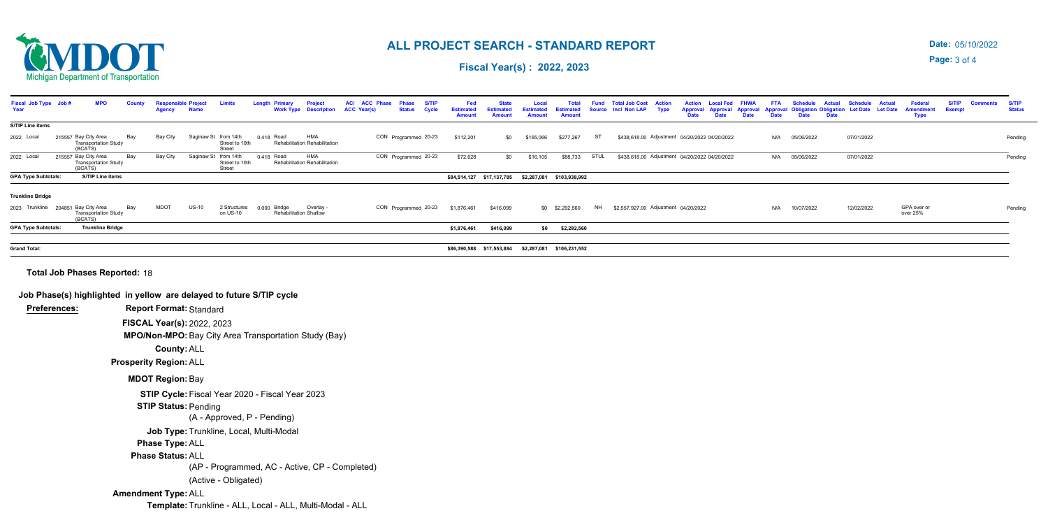# ALL PROJECT SEARCH - STANDARD REPORT

**Fiscal Year(s) : 2022, 2023**

**Date:** 05/10/2022

| Fiscal Year | Job Type | Job # | MPO | County | Responsible Agency | Project Name | Limits | Length | Primary Work Type | Project Description | AC/ACC | ACC Year(s) | Phase | Phase Status | S/TIP Cycle | Fed Estimated Amount | State Estimated Amount | Local Estimated Amount | Total Estimated Amount | Fund Source | Total Job Cost Incl Non LAP | Action Type | Action Approval Date | Local Fed Approval Date | FHWA Approval Date | FTA Approval Date | Schedule Obligation Date | Actual Obligation Date | Schedule Let Date | Actual Let Date | Federal Amendment Type | S/TIP Exempt | Comments | S/TIP Status |
|---|---|---|---|---|---|---|---|---|---|---|---|---|---|---|---|---|---|---|---|---|---|---|---|---|---|---|---|---|---|---|---|---|---|---|
| **S/TIP Line items** | | | | | | | | | | | | | | | | | | | | | | | | | | | | | | | | | | |
| 2022 | Local | 215557 | Bay City Area Transportation Study (BCATS) | Bay | Bay City | Saginaw St | from 14th Street to 10th Street | 0.418 | Road Rehabilitation | HMA Rehabilitation | | | CON | Programmed | 20-23 | $112,201 | $0 | $165,066 | $277,267 | ST | $438,618.00 | Adjustment | 04/20/2022 | 04/20/2022 | | N/A | 05/06/2022 | | 07/01/2022 | | | | | Pending |
| 2022 | Local | 215557 | Bay City Area Transportation Study (BCATS) | Bay | Bay City | Saginaw St | from 14th Street to 10th Street | 0.418 | Road Rehabilitation | HMA Rehabilitation | | | CON | Programmed | 20-23 | $72,628 | $0 | $16,105 | $88,733 | STUL | $438,618.00 | Adjustment | 04/20/2022 | 04/20/2022 | | N/A | 05/06/2022 | | 07/01/2022 | | | | | Pending |
| **GPA Type Subtotals:** | | | **S/TIP Line items** | | | | | | | | | | | | | **$84,514,127** | **$17,137,785** | **$2,287,081** | **$103,938,992** | | | | | | | | | | | | | | | |
| **Trunkline Bridge** | | | | | | | | | | | | | | | | | | | | | | | | | | | | | | | | | | |
| 2023 | Trunkline | 204851 | Bay City Area Transportation Study (BCATS) | Bay | MDOT | US-10 | 2 Structures on US-10 | 0.000 | Bridge Rehabilitation | Overlay - Shallow | | | CON | Programmed | 20-23 | $1,876,461 | $416,099 | $0 | $2,292,560 | NH | $2,557,927.00 | Adjustment | 04/20/2022 | | | N/A | 10/07/2022 | | 12/02/2022 | | GPA over or over 25% | | | Pending |
| **GPA Type Subtotals:** | | | **Trunkline Bridge** | | | | | | | | | | | | | **$1,876,461** | **$416,099** | **$0** | **$2,292,560** | | | | | | | | | | | | | | | |
| **Grand Total:** | | | | | | | | | | | | | | | | **$86,390,588** | **$17,553,884** | **$2,287,081** | **$106,231,552** | | | | | | | | | | | | | | | |

**Total Job Phases Reported:** 18

**Job Phase(s) highlighted in yellow are delayed to future S/TIP cycle**

**Preferences:**

**Report Format:** Standard

**FISCAL Year(s):** 2022, 2023

**MPO/Non-MPO:** Bay City Area Transportation Study (Bay)

**County:** ALL

**Prosperity Region:** ALL

**MDOT Region:** Bay

**STIP Cycle:** Fiscal Year 2020 - Fiscal Year 2023

**STIP Status:** Pending

(A - Approved, P - Pending)

**Job Type:** Trunkline, Local, Multi-Modal

**Phase Type:** ALL

**Phase Status:** ALL

(AP - Programmed, AC - Active, CP - Completed)

(Active - Obligated)

**Amendment Type:** ALL

**Template:** Trunkline - ALL, Local - ALL, Multi-Modal - ALL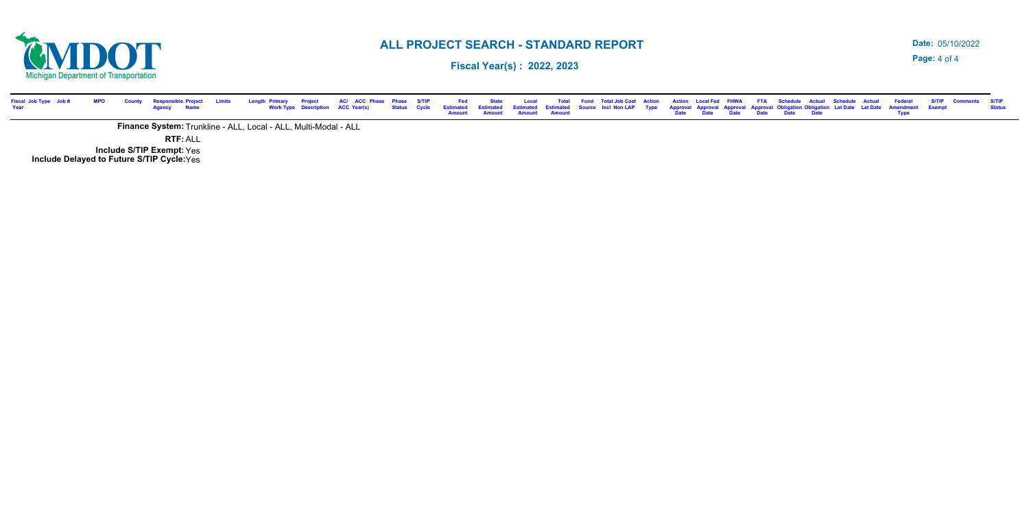# ALL PROJECT SEARCH - STANDARD REPORT

**Fiscal Year(s) : 2022, 2023**

**Date:** 05/10/2022

| Fiscal Year | Job Type | Job # | MPO | County | Responsible Agency | Project Name | Limits | Length | Primary Work Type | Project Description | AC/ ACC | ACC Year(s) | Phase | Phase Status | S/TIP Cycle | Fed Estimated Amount | State Estimated Amount | Local Estimated Amount | Total Estimated Amount | Fund Source | Total Job Cost Incl Non LAP | Action Type | Action Approval Date | Local Fed Approval Date | FHWA Approval Date | FTA Approval Date | Schedule Obligation Date | Actual Obligation Date | Schedule Let Date | Actual Let Date | Federal Amendment Type | S/TIP Exempt | Comments | S/TIP Status |
|---|---|---|---|---|---|---|---|---|---|---|---|---|---|---|---|---|---|---|---|---|---|---|---|---|---|---|---|---|---|---|---|---|---|---|

**Finance System:** Trunkline - ALL, Local - ALL, Multi-Modal - ALL

**RTF:** ALL

**Include S/TIP Exempt:** Yes

**Include Delayed to Future S/TIP Cycle:** Yes